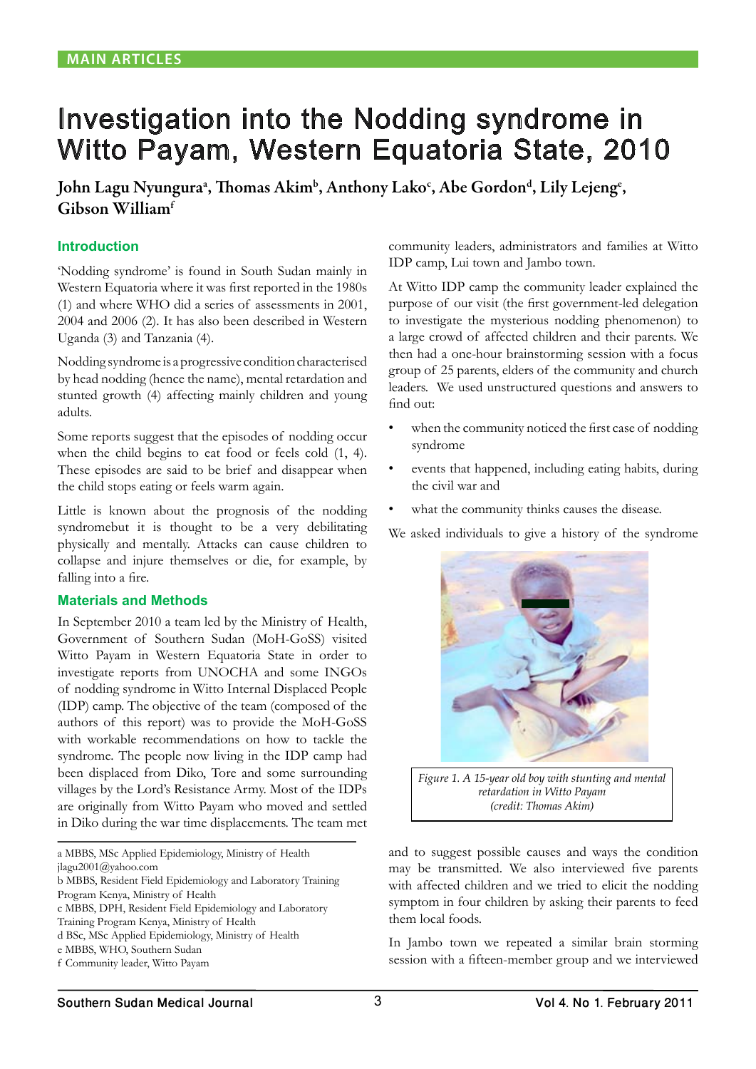MAIN ARTICLES

# Investigation into the Nodding syndrome in Witto Payam, Western Equatoria State, 2010

**John Lagu Nyungura[a], Thomas Akim[b], Anthony Lako[c], Abe Gordon[d], Lily Lejeng[e], Gibson William[f]**

## Introduction

'Nodding syndrome' is found in South Sudan mainly in Western Equatoria where it was first reported in the 1980s (1) and where WHO did a series of assessments in 2001, 2004 and 2006 (2). It has also been described in Western Uganda (3) and Tanzania (4).

Nodding syndrome is a progressive condition characterised by head nodding (hence the name), mental retardation and stunted growth (4) affecting mainly children and young adults.

Some reports suggest that the episodes of nodding occur when the child begins to eat food or feels cold (1, 4). These episodes are said to be brief and disappear when the child stops eating or feels warm again.

Little is known about the prognosis of the nodding syndromebut it is thought to be a very debilitating physically and mentally. Attacks can cause children to collapse and injure themselves or die, for example, by falling into a fire.

## Materials and Methods

In September 2010 a team led by the Ministry of Health, Government of Southern Sudan (MoH-GoSS) visited Witto Payam in Western Equatoria State in order to investigate reports from UNOCHA and some INGOs of nodding syndrome in Witto Internal Displaced People (IDP) camp. The objective of the team (composed of the authors of this report) was to provide the MoH-GoSS with workable recommendations on how to tackle the syndrome. The people now living in the IDP camp had been displaced from Diko, Tore and some surrounding villages by the Lord's Resistance Army. Most of the IDPs are originally from Witto Payam who moved and settled in Diko during the war time displacements. The team met community leaders, administrators and families at Witto IDP camp, Lui town and Jambo town.

At Witto IDP camp the community leader explained the purpose of our visit (the first government-led delegation to investigate the mysterious nodding phenomenon) to a large crowd of affected children and their parents. We then had a one-hour brainstorming session with a focus group of 25 parents, elders of the community and church leaders. We used unstructured questions and answers to find out:

- when the community noticed the first case of nodding syndrome
- events that happened, including eating habits, during the civil war and
- what the community thinks causes the disease.

We asked individuals to give a history of the syndrome and to suggest possible causes and ways the condition may be transmitted. We also interviewed five parents with affected children and we tried to elicit the nodding symptom in four children by asking their parents to feed them local foods.

*Figure 1. A 15-year old boy with stunting and mental retardation in Witto Payam (credit: Thomas Akim)*

In Jambo town we repeated a similar brain storming session with a fifteen-member group and we interviewed

---

a MBBS, MSc Applied Epidemiology, Ministry of Health jlagu2001@yahoo.com
b MBBS, Resident Field Epidemiology and Laboratory Training Program Kenya, Ministry of Health
c MBBS, DPH, Resident Field Epidemiology and Laboratory Training Program Kenya, Ministry of Health
d BSc, MSc Applied Epidemiology, Ministry of Health
e MBBS, WHO, Southern Sudan
f Community leader, Witto Payam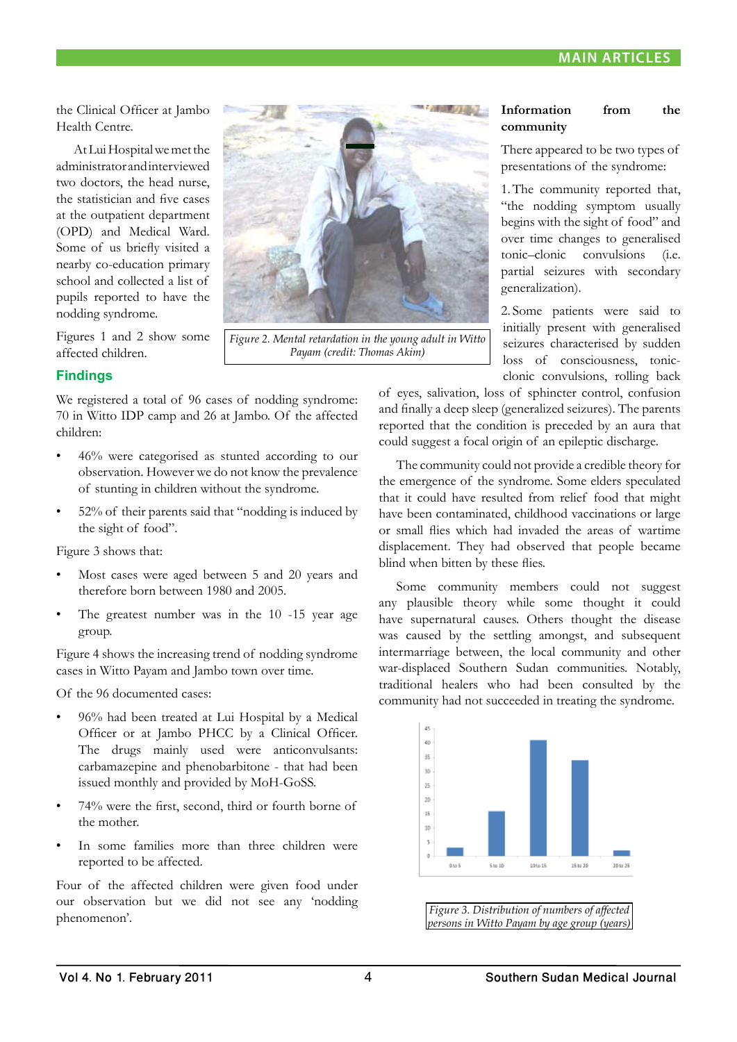the Clinical Officer at Jambo Health Centre.

At Lui Hospital we met the administrator and interviewed two doctors, the head nurse, the statistician and five cases at the outpatient department (OPD) and Medical Ward. Some of us briefly visited a nearby co-education primary school and collected a list of pupils reported to have the nodding syndrome.

Figures 1 and 2 show some affected children.

*Figure 2. Mental retardation in the young adult in Witto Payam (credit: Thomas Akim)*

## Findings

We registered a total of 96 cases of nodding syndrome: 70 in Witto IDP camp and 26 at Jambo. Of the affected children:

- 46% were categorised as stunted according to our observation. However we do not know the prevalence of stunting in children without the syndrome.
- 52% of their parents said that "nodding is induced by the sight of food".

Figure 3 shows that:

- Most cases were aged between 5 and 20 years and therefore born between 1980 and 2005.
- The greatest number was in the 10 -15 year age group.

Figure 4 shows the increasing trend of nodding syndrome cases in Witto Payam and Jambo town over time.

Of the 96 documented cases:

- 96% had been treated at Lui Hospital by a Medical Officer or at Jambo PHCC by a Clinical Officer. The drugs mainly used were anticonvulsants: carbamazepine and phenobarbitone - that had been issued monthly and provided by MoH-GoSS.
- 74% were the first, second, third or fourth borne of the mother.
- In some families more than three children were reported to be affected.

Four of the affected children were given food under our observation but we did not see any 'nodding phenomenon'.

**Information from the community**

There appeared to be two types of presentations of the syndrome:

1. The community reported that, "the nodding symptom usually begins with the sight of food" and over time changes to generalised tonic–clonic convulsions (i.e. partial seizures with secondary generalization).

2. Some patients were said to initially present with generalised seizures characterised by sudden loss of consciousness, tonic-clonic convulsions, rolling back of eyes, salivation, loss of sphincter control, confusion and finally a deep sleep (generalized seizures). The parents reported that the condition is preceded by an aura that could suggest a focal origin of an epileptic discharge.

The community could not provide a credible theory for the emergence of the syndrome. Some elders speculated that it could have resulted from relief food that might have been contaminated, childhood vaccinations or large or small flies which had invaded the areas of wartime displacement. They had observed that people became blind when bitten by these flies.

Some community members could not suggest any plausible theory while some thought it could have supernatural causes. Others thought the disease was caused by the settling amongst, and subsequent intermarriage between, the local community and other war-displaced Southern Sudan communities. Notably, traditional healers who had been consulted by the community had not succeeded in treating the syndrome.

*Figure 3. Distribution of numbers of affected persons in Witto Payam by age group (years)*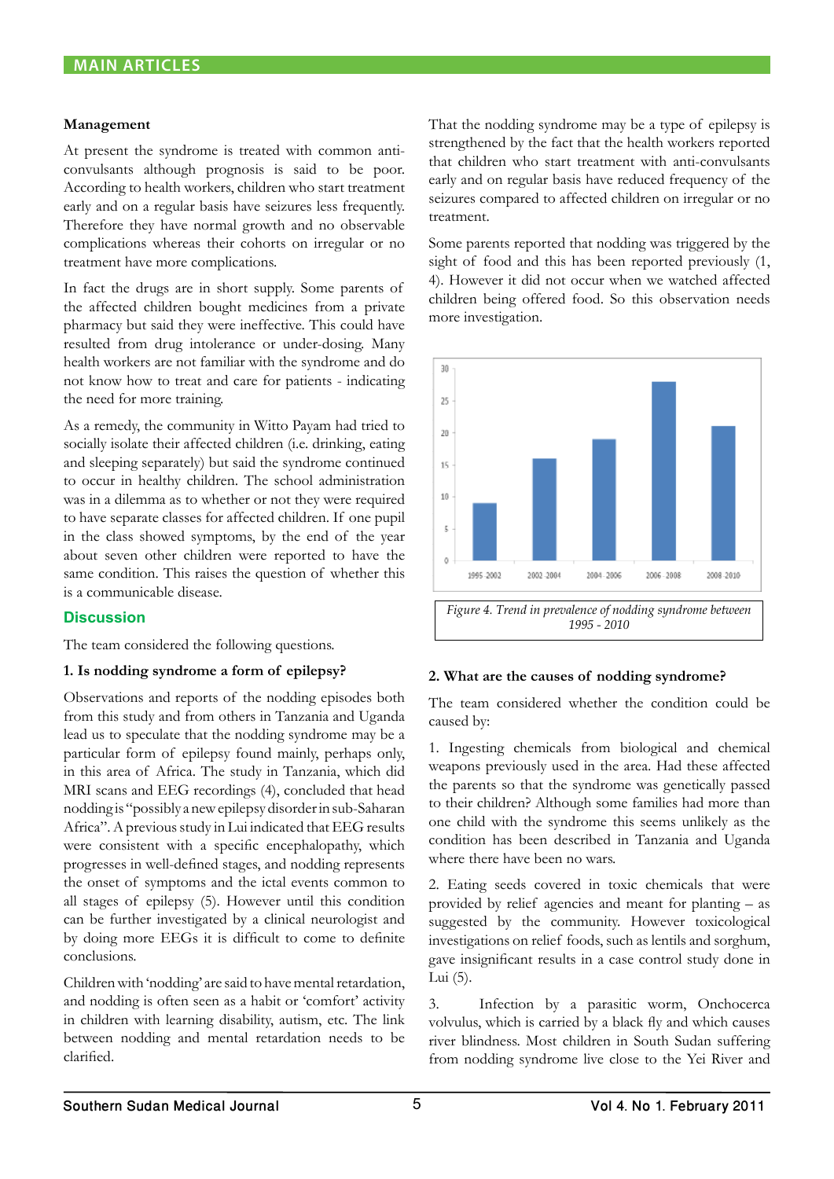**MAIN ARTICLES**

**Management**

At present the syndrome is treated with common anti-convulsants although prognosis is said to be poor. According to health workers, children who start treatment early and on a regular basis have seizures less frequently. Therefore they have normal growth and no observable complications whereas their cohorts on irregular or no treatment have more complications.

In fact the drugs are in short supply. Some parents of the affected children bought medicines from a private pharmacy but said they were ineffective. This could have resulted from drug intolerance or under-dosing. Many health workers are not familiar with the syndrome and do not know how to treat and care for patients - indicating the need for more training.

As a remedy, the community in Witto Payam had tried to socially isolate their affected children (i.e. drinking, eating and sleeping separately) but said the syndrome continued to occur in healthy children. The school administration was in a dilemma as to whether or not they were required to have separate classes for affected children. If one pupil in the class showed symptoms, by the end of the year about seven other children were reported to have the same condition. This raises the question of whether this is a communicable disease.

## Discussion

The team considered the following questions.

**1. Is nodding syndrome a form of epilepsy?**

Observations and reports of the nodding episodes both from this study and from others in Tanzania and Uganda lead us to speculate that the nodding syndrome may be a particular form of epilepsy found mainly, perhaps only, in this area of Africa. The study in Tanzania, which did MRI scans and EEG recordings (4), concluded that head nodding is "possibly a new epilepsy disorder in sub-Saharan Africa". A previous study in Lui indicated that EEG results were consistent with a specific encephalopathy, which progresses in well-defined stages, and nodding represents the onset of symptoms and the ictal events common to all stages of epilepsy (5). However until this condition can be further investigated by a clinical neurologist and by doing more EEGs it is difficult to come to definite conclusions.

Children with 'nodding' are said to have mental retardation, and nodding is often seen as a habit or 'comfort' activity in children with learning disability, autism, etc. The link between nodding and mental retardation needs to be clarified.

That the nodding syndrome may be a type of epilepsy is strengthened by the fact that the health workers reported that children who start treatment with anti-convulsants early and on regular basis have reduced frequency of the seizures compared to affected children on irregular or no treatment.

Some parents reported that nodding was triggered by the sight of food and this has been reported previously (1, 4). However it did not occur when we watched affected children being offered food. So this observation needs more investigation.

| Period | Prevalence |
|---|---|
| 1995-2002 | ~9 |
| 2002-2004 | ~16 |
| 2004-2006 | ~19 |
| 2006-2008 | ~28 |
| 2008-2010 | ~21 |

*Figure 4. Trend in prevalence of nodding syndrome between 1995 - 2010*

**2. What are the causes of nodding syndrome?**

The team considered whether the condition could be caused by:

1. Ingesting chemicals from biological and chemical weapons previously used in the area. Had these affected the parents so that the syndrome was genetically passed to their children? Although some families had more than one child with the syndrome this seems unlikely as the condition has been described in Tanzania and Uganda where there have been no wars.

2. Eating seeds covered in toxic chemicals that were provided by relief agencies and meant for planting – as suggested by the community. However toxicological investigations on relief foods, such as lentils and sorghum, gave insignificant results in a case control study done in Lui (5).

3. Infection by a parasitic worm, Onchocerca volvulus, which is carried by a black fly and which causes river blindness. Most children in South Sudan suffering from nodding syndrome live close to the Yei River and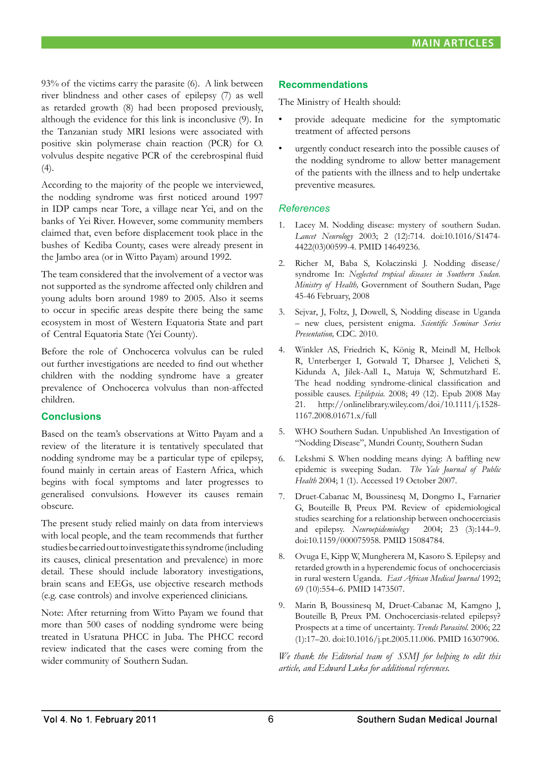93% of the victims carry the parasite (6). A link between river blindness and other cases of epilepsy (7) as well as retarded growth (8) had been proposed previously, although the evidence for this link is inconclusive (9). In the Tanzanian study MRI lesions were associated with positive skin polymerase chain reaction (PCR) for O. volvulus despite negative PCR of the cerebrospinal fluid (4).

According to the majority of the people we interviewed, the nodding syndrome was first noticed around 1997 in IDP camps near Tore, a village near Yei, and on the banks of Yei River. However, some community members claimed that, even before displacement took place in the bushes of Kediba County, cases were already present in the Jambo area (or in Witto Payam) around 1992.

The team considered that the involvement of a vector was not supported as the syndrome affected only children and young adults born around 1989 to 2005. Also it seems to occur in specific areas despite there being the same ecosystem in most of Western Equatoria State and part of Central Equatoria State (Yei County).

Before the role of Onchocerca volvulus can be ruled out further investigations are needed to find out whether children with the nodding syndrome have a greater prevalence of Onchocerca volvulus than non-affected children.

## Conclusions

Based on the team's observations at Witto Payam and a review of the literature it is tentatively speculated that nodding syndrome may be a particular type of epilepsy, found mainly in certain areas of Eastern Africa, which begins with focal symptoms and later progresses to generalised convulsions. However its causes remain obscure.

The present study relied mainly on data from interviews with local people, and the team recommends that further studies be carried out to investigate this syndrome (including its causes, clinical presentation and prevalence) in more detail. These should include laboratory investigations, brain scans and EEGs, use objective research methods (e.g. case controls) and involve experienced clinicians.

Note: After returning from Witto Payam we found that more than 500 cases of nodding syndrome were being treated in Usratuna PHCC in Juba. The PHCC record review indicated that the cases were coming from the wider community of Southern Sudan.

## Recommendations

The Ministry of Health should:

- provide adequate medicine for the symptomatic treatment of affected persons
- urgently conduct research into the possible causes of the nodding syndrome to allow better management of the patients with the illness and to help undertake preventive measures.

## *References*

1. Lacey M. Nodding disease: mystery of southern Sudan. *Lancet Neurology* 2003; 2 (12):714. doi:10.1016/S1474-4422(03)00599-4. PMID 14649236.
2. Richer M, Baba S, Kolaczinski J. Nodding disease/syndrome In: *Neglected tropical diseases in Southern Sudan. Ministry of Health,* Government of Southern Sudan, Page 45-46 February, 2008
3. Sejvar, J, Foltz, J, Dowell, S, Nodding disease in Uganda – new clues, persistent enigma. *Scientific Seminar Series Presentation,* CDC. 2010.
4. Winkler AS, Friedrich K, König R, Meindl M, Helbok R, Unterberger I, Gotwald T, Dharsee J, Velicheti S, Kidunda A, Jilek-Aall L, Matuja W, Schmutzhard E. The head nodding syndrome-clinical classification and possible causes. *Epilepsia.* 2008; 49 (12). Epub 2008 May 21. http://onlinelibrary.wiley.com/doi/10.1111/j.1528-1167.2008.01671.x/full
5. WHO Southern Sudan. Unpublished An Investigation of "Nodding Disease", Mundri County, Southern Sudan
6. Lekshmi S. When nodding means dying: A baffling new epidemic is sweeping Sudan. *The Yale Journal of Public Health* 2004; 1 (1). Accessed 19 October 2007.
7. Druet-Cabanac M, Boussinesq M, Dongmo L, Farnarier G, Bouteille B, Preux PM. Review of epidemiological studies searching for a relationship between onchocerciasis and epilepsy. *Neuroepidemiology* 2004; 23 (3):144–9. doi:10.1159/000075958. PMID 15084784.
8. Ovuga E, Kipp W, Mungherera M, Kasoro S. Epilepsy and retarded growth in a hyperendemic focus of onchocerciasis in rural western Uganda. *East African Medical Journal* 1992; 69 (10):554–6. PMID 1473507.
9. Marin B, Boussinesq M, Druet-Cabanac M, Kamgno J, Bouteille B, Preux PM. Onchocerciasis-related epilepsy? Prospects at a time of uncertainty. *Trends Parasitol.* 2006; 22 (1):17–20. doi:10.1016/j.pt.2005.11.006. PMID 16307906.

*We thank the Editorial team of SSMJ for helping to edit this article, and Edward Luka for additional references.*